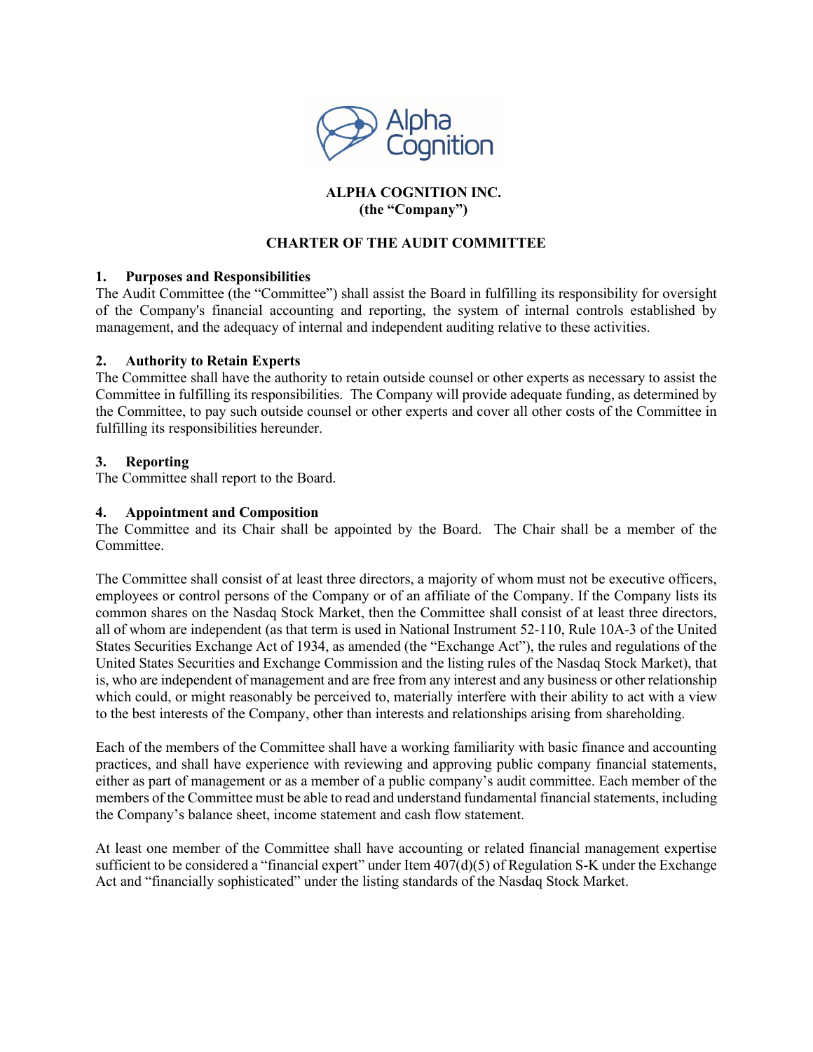**ALPHA COGNITION INC.**
**(the "Company")**

# CHARTER OF THE AUDIT COMMITTEE

## 1. Purposes and Responsibilities

The Audit Committee (the "Committee") shall assist the Board in fulfilling its responsibility for oversight of the Company's financial accounting and reporting, the system of internal controls established by management, and the adequacy of internal and independent auditing relative to these activities.

## 2. Authority to Retain Experts

The Committee shall have the authority to retain outside counsel or other experts as necessary to assist the Committee in fulfilling its responsibilities. The Company will provide adequate funding, as determined by the Committee, to pay such outside counsel or other experts and cover all other costs of the Committee in fulfilling its responsibilities hereunder.

## 3. Reporting

The Committee shall report to the Board.

## 4. Appointment and Composition

The Committee and its Chair shall be appointed by the Board. The Chair shall be a member of the Committee.

The Committee shall consist of at least three directors, a majority of whom must not be executive officers, employees or control persons of the Company or of an affiliate of the Company. If the Company lists its common shares on the Nasdaq Stock Market, then the Committee shall consist of at least three directors, all of whom are independent (as that term is used in National Instrument 52-110, Rule 10A-3 of the United States Securities Exchange Act of 1934, as amended (the "Exchange Act"), the rules and regulations of the United States Securities and Exchange Commission and the listing rules of the Nasdaq Stock Market), that is, who are independent of management and are free from any interest and any business or other relationship which could, or might reasonably be perceived to, materially interfere with their ability to act with a view to the best interests of the Company, other than interests and relationships arising from shareholding.

Each of the members of the Committee shall have a working familiarity with basic finance and accounting practices, and shall have experience with reviewing and approving public company financial statements, either as part of management or as a member of a public company's audit committee. Each member of the members of the Committee must be able to read and understand fundamental financial statements, including the Company's balance sheet, income statement and cash flow statement.

At least one member of the Committee shall have accounting or related financial management expertise sufficient to be considered a "financial expert" under Item 407(d)(5) of Regulation S-K under the Exchange Act and "financially sophisticated" under the listing standards of the Nasdaq Stock Market.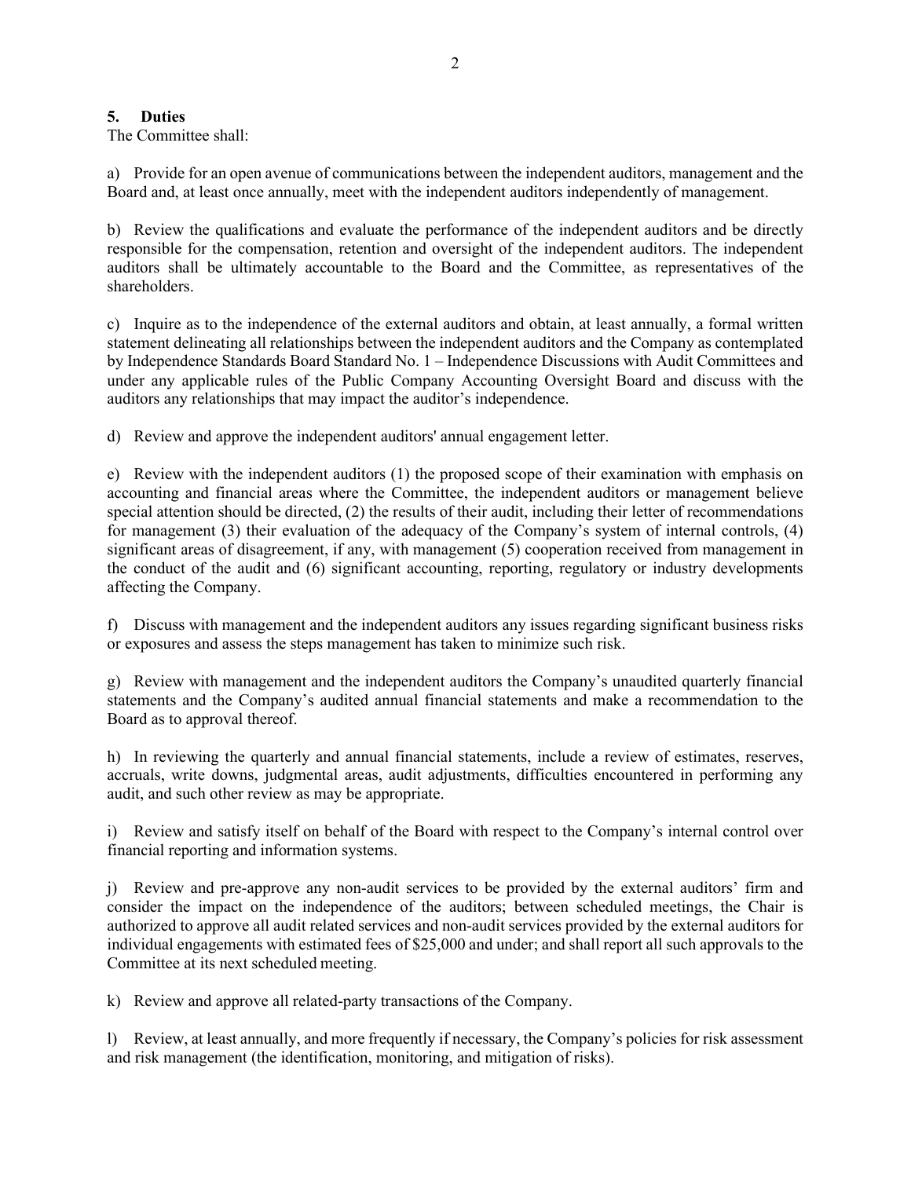## 5. Duties

The Committee shall:

a) Provide for an open avenue of communications between the independent auditors, management and the Board and, at least once annually, meet with the independent auditors independently of management.

b) Review the qualifications and evaluate the performance of the independent auditors and be directly responsible for the compensation, retention and oversight of the independent auditors. The independent auditors shall be ultimately accountable to the Board and the Committee, as representatives of the shareholders.

c) Inquire as to the independence of the external auditors and obtain, at least annually, a formal written statement delineating all relationships between the independent auditors and the Company as contemplated by Independence Standards Board Standard No. 1 – Independence Discussions with Audit Committees and under any applicable rules of the Public Company Accounting Oversight Board and discuss with the auditors any relationships that may impact the auditor's independence.

d) Review and approve the independent auditors' annual engagement letter.

e) Review with the independent auditors (1) the proposed scope of their examination with emphasis on accounting and financial areas where the Committee, the independent auditors or management believe special attention should be directed, (2) the results of their audit, including their letter of recommendations for management (3) their evaluation of the adequacy of the Company's system of internal controls, (4) significant areas of disagreement, if any, with management (5) cooperation received from management in the conduct of the audit and (6) significant accounting, reporting, regulatory or industry developments affecting the Company.

f) Discuss with management and the independent auditors any issues regarding significant business risks or exposures and assess the steps management has taken to minimize such risk.

g) Review with management and the independent auditors the Company's unaudited quarterly financial statements and the Company's audited annual financial statements and make a recommendation to the Board as to approval thereof.

h) In reviewing the quarterly and annual financial statements, include a review of estimates, reserves, accruals, write downs, judgmental areas, audit adjustments, difficulties encountered in performing any audit, and such other review as may be appropriate.

i) Review and satisfy itself on behalf of the Board with respect to the Company's internal control over financial reporting and information systems.

j) Review and pre-approve any non-audit services to be provided by the external auditors' firm and consider the impact on the independence of the auditors; between scheduled meetings, the Chair is authorized to approve all audit related services and non-audit services provided by the external auditors for individual engagements with estimated fees of $25,000 and under; and shall report all such approvals to the Committee at its next scheduled meeting.

k) Review and approve all related-party transactions of the Company.

l) Review, at least annually, and more frequently if necessary, the Company's policies for risk assessment and risk management (the identification, monitoring, and mitigation of risks).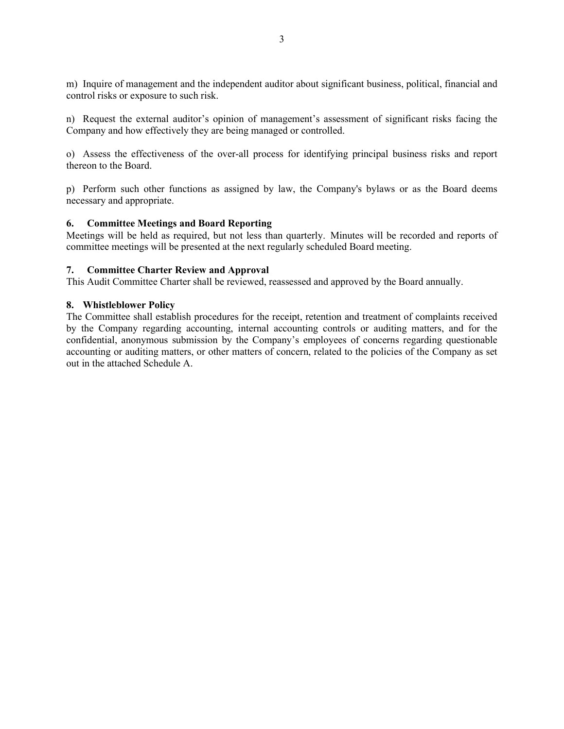m) Inquire of management and the independent auditor about significant business, political, financial and control risks or exposure to such risk.

n) Request the external auditor's opinion of management's assessment of significant risks facing the Company and how effectively they are being managed or controlled.

o) Assess the effectiveness of the over-all process for identifying principal business risks and report thereon to the Board.

p) Perform such other functions as assigned by law, the Company's bylaws or as the Board deems necessary and appropriate.

**6. Committee Meetings and Board Reporting**

Meetings will be held as required, but not less than quarterly. Minutes will be recorded and reports of committee meetings will be presented at the next regularly scheduled Board meeting.

**7. Committee Charter Review and Approval**

This Audit Committee Charter shall be reviewed, reassessed and approved by the Board annually.

**8. Whistleblower Policy**

The Committee shall establish procedures for the receipt, retention and treatment of complaints received by the Company regarding accounting, internal accounting controls or auditing matters, and for the confidential, anonymous submission by the Company's employees of concerns regarding questionable accounting or auditing matters, or other matters of concern, related to the policies of the Company as set out in the attached Schedule A.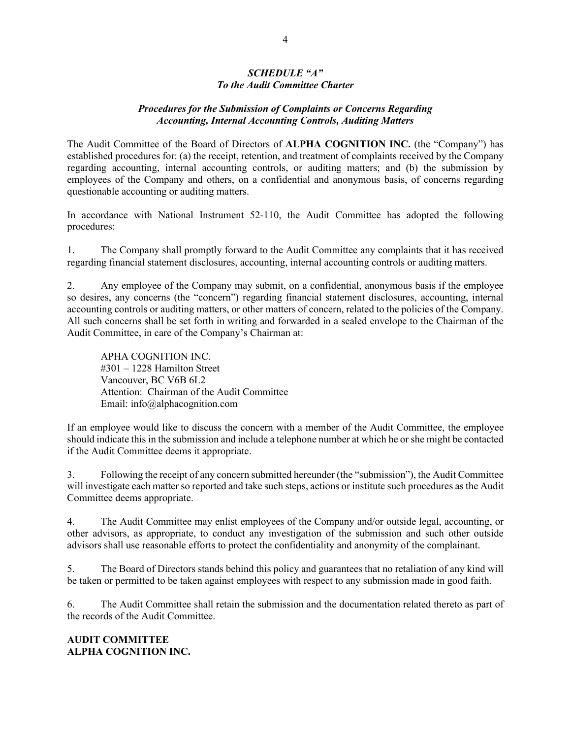***SCHEDULE "A"***
***To the Audit Committee Charter***

***Procedures for the Submission of Complaints or Concerns Regarding Accounting, Internal Accounting Controls, Auditing Matters***

The Audit Committee of the Board of Directors of **ALPHA COGNITION INC.** (the "Company") has established procedures for: (a) the receipt, retention, and treatment of complaints received by the Company regarding accounting, internal accounting controls, or auditing matters; and (b) the submission by employees of the Company and others, on a confidential and anonymous basis, of concerns regarding questionable accounting or auditing matters.

In accordance with National Instrument 52-110, the Audit Committee has adopted the following procedures:

1. The Company shall promptly forward to the Audit Committee any complaints that it has received regarding financial statement disclosures, accounting, internal accounting controls or auditing matters.

2. Any employee of the Company may submit, on a confidential, anonymous basis if the employee so desires, any concerns (the "concern") regarding financial statement disclosures, accounting, internal accounting controls or auditing matters, or other matters of concern, related to the policies of the Company. All such concerns shall be set forth in writing and forwarded in a sealed envelope to the Chairman of the Audit Committee, in care of the Company's Chairman at:

   APHA COGNITION INC.
   #301 – 1228 Hamilton Street
   Vancouver, BC V6B 6L2
   Attention: Chairman of the Audit Committee
   Email: info@alphacognition.com

If an employee would like to discuss the concern with a member of the Audit Committee, the employee should indicate this in the submission and include a telephone number at which he or she might be contacted if the Audit Committee deems it appropriate.

3. Following the receipt of any concern submitted hereunder (the "submission"), the Audit Committee will investigate each matter so reported and take such steps, actions or institute such procedures as the Audit Committee deems appropriate.

4. The Audit Committee may enlist employees of the Company and/or outside legal, accounting, or other advisors, as appropriate, to conduct any investigation of the submission and such other outside advisors shall use reasonable efforts to protect the confidentiality and anonymity of the complainant.

5. The Board of Directors stands behind this policy and guarantees that no retaliation of any kind will be taken or permitted to be taken against employees with respect to any submission made in good faith.

6. The Audit Committee shall retain the submission and the documentation related thereto as part of the records of the Audit Committee.

**AUDIT COMMITTEE**
**ALPHA COGNITION INC.**